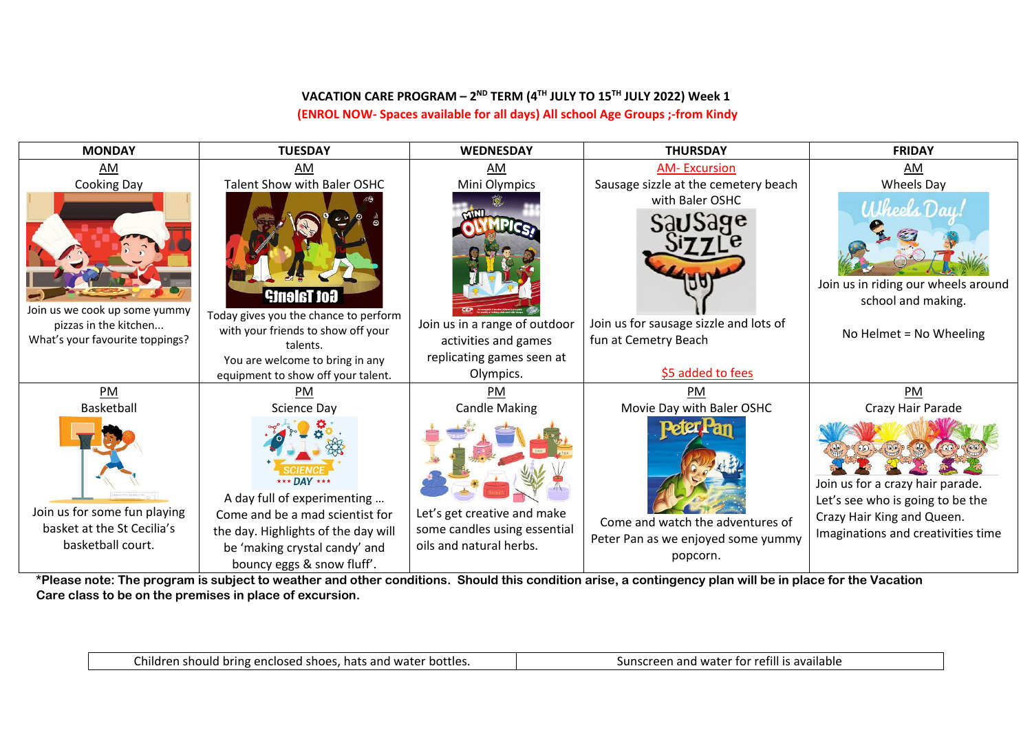**VACATION CARE PROGRAM – 2ND TERM (4TH JULY TO 15TH JULY 2022) Week 1**

**(ENROL NOW- Spaces available for all days) All school Age Groups ;-from Kindy**

| MONDAY | TUESDAY | WEDNESDAY | THURSDAY | FRIDAY |
|---|---|---|---|---|
| AM<br>Cooking Day<br>Join us we cook up some yummy pizzas in the kitchen...<br>What's your favourite toppings? | AM<br>Talent Show with Baler OSHC<br>Today gives you the chance to perform with your friends to show off your talents.<br>You are welcome to bring in any equipment to show off your talent. | AM<br>Mini Olympics<br>Join us in a range of outdoor activities and games replicating games seen at Olympics. | AM- Excursion<br>Sausage sizzle at the cemetery beach with Baler OSHC<br>Join us for sausage sizzle and lots of fun at Cemetry Beach<br>$5 added to fees | AM<br>Wheels Day<br>Join us in riding our wheels around school and making.<br>No Helmet = No Wheeling |
| PM<br>Basketball<br>Join us for some fun playing basket at the St Cecilia's basketball court. | PM<br>Science Day<br>A day full of experimenting …<br>Come and be a mad scientist for the day. Highlights of the day will be 'making crystal candy' and bouncy eggs & snow fluff'. | PM<br>Candle Making<br>Let's get creative and make some candles using essential oils and natural herbs. | PM<br>Movie Day with Baler OSHC<br>Come and watch the adventures of Peter Pan as we enjoyed some yummy popcorn. | PM<br>Crazy Hair Parade<br>Join us for a crazy hair parade. Let's see who is going to be the Crazy Hair King and Queen. Imaginations and creativities time |

***Please note: The program is subject to weather and other conditions. Should this condition arise, a contingency plan will be in place for the Vacation Care class to be on the premises in place of excursion.**

| Children should bring enclosed shoes, hats and water bottles. | Sunscreen and water for refill is available |
|---|---|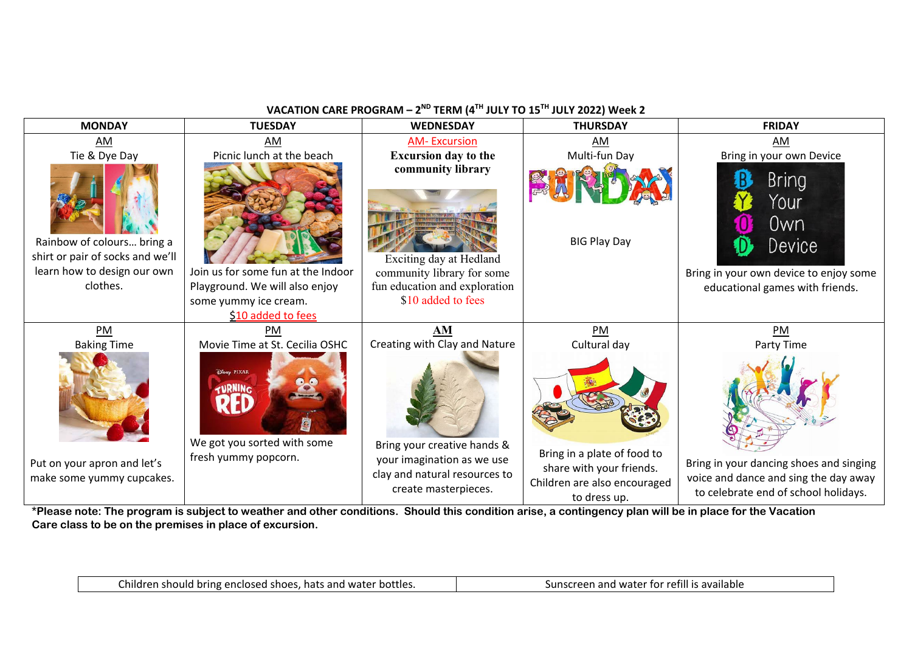**VACATION CARE PROGRAM – 2ND TERM (4TH JULY TO 15TH JULY 2022) Week 2**

| MONDAY | TUESDAY | WEDNESDAY | THURSDAY | FRIDAY |
|---|---|---|---|---|
| AM<br>Tie & Dye Day<br>Rainbow of colours… bring a shirt or pair of socks and we'll learn how to design our own clothes. | AM<br>Picnic lunch at the beach<br>Join us for some fun at the Indoor Playground. We will also enjoy some yummy ice cream.<br>$10 added to fees | AM- Excursion<br>**Excursion day to the community library**<br>Exciting day at Hedland community library for some fun education and exploration<br>$10 added to fees | AM<br>Multi-fun Day<br>FUNDAY<br>BIG Play Day | AM<br>Bring in your own Device<br>Bring Your Own Device<br>Bring in your own device to enjoy some educational games with friends. |
| PM<br>Baking Time<br>Put on your apron and let's make some yummy cupcakes. | PM<br>Movie Time at St. Cecilia OSHC<br>We got you sorted with some fresh yummy popcorn. | **AM**<br>Creating with Clay and Nature<br>Bring your creative hands & your imagination as we use clay and natural resources to create masterpieces. | PM<br>Cultural day<br>Bring in a plate of food to share with your friends. Children are also encouraged to dress up. | PM<br>Party Time<br>Bring in your dancing shoes and singing voice and dance and sing the day away to celebrate end of school holidays. |

***Please note: The program is subject to weather and other conditions. Should this condition arise, a contingency plan will be in place for the Vacation Care class to be on the premises in place of excursion.**

| | |
|---|---|
| Children should bring enclosed shoes, hats and water bottles. | Sunscreen and water for refill is available |